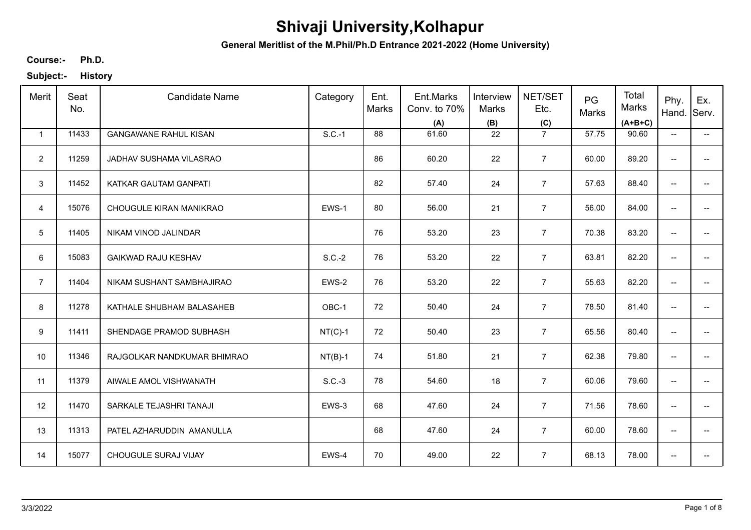# Shivaji University,Kolhapur

**General Meritlist of the M.Phil/Ph.D Entrance 2021-2022 (Home University)**

**Course:-** **Ph.D.**

**Subject:-** **History**

| Merit | Seat No. | Candidate Name | Category | Ent. Marks | Ent.Marks Conv. to 70% (A) | Interview Marks (B) | NET/SET Etc. (C) | PG Marks | Total Marks (A+B+C) | Phy. Hand. | Ex. Serv. |
|---|---|---|---|---|---|---|---|---|---|---|---|
| 1 | 11433 | GANGAWANE RAHUL KISAN | S.C.-1 | 88 | 61.60 | 22 | 7 | 57.75 | 90.60 | -- | -- |
| 2 | 11259 | JADHAV SUSHAMA VILASRAO | | 86 | 60.20 | 22 | 7 | 60.00 | 89.20 | -- | -- |
| 3 | 11452 | KATKAR GAUTAM GANPATI | | 82 | 57.40 | 24 | 7 | 57.63 | 88.40 | -- | -- |
| 4 | 15076 | CHOUGULE KIRAN MANIKRAO | EWS-1 | 80 | 56.00 | 21 | 7 | 56.00 | 84.00 | -- | -- |
| 5 | 11405 | NIKAM VINOD JALINDAR | | 76 | 53.20 | 23 | 7 | 70.38 | 83.20 | -- | -- |
| 6 | 15083 | GAIKWAD RAJU KESHAV | S.C.-2 | 76 | 53.20 | 22 | 7 | 63.81 | 82.20 | -- | -- |
| 7 | 11404 | NIKAM SUSHANT SAMBHAJIRAO | EWS-2 | 76 | 53.20 | 22 | 7 | 55.63 | 82.20 | -- | -- |
| 8 | 11278 | KATHALE SHUBHAM BALASAHEB | OBC-1 | 72 | 50.40 | 24 | 7 | 78.50 | 81.40 | -- | -- |
| 9 | 11411 | SHENDAGE PRAMOD SUBHASH | NT(C)-1 | 72 | 50.40 | 23 | 7 | 65.56 | 80.40 | -- | -- |
| 10 | 11346 | RAJGOLKAR NANDKUMAR BHIMRAO | NT(B)-1 | 74 | 51.80 | 21 | 7 | 62.38 | 79.80 | -- | -- |
| 11 | 11379 | AIWALE AMOL VISHWANATH | S.C.-3 | 78 | 54.60 | 18 | 7 | 60.06 | 79.60 | -- | -- |
| 12 | 11470 | SARKALE TEJASHRI TANAJI | EWS-3 | 68 | 47.60 | 24 | 7 | 71.56 | 78.60 | -- | -- |
| 13 | 11313 | PATEL AZHARUDDIN AMANULLA | | 68 | 47.60 | 24 | 7 | 60.00 | 78.60 | -- | -- |
| 14 | 15077 | CHOUGULE SURAJ VIJAY | EWS-4 | 70 | 49.00 | 22 | 7 | 68.13 | 78.00 | -- | -- |

3/3/2022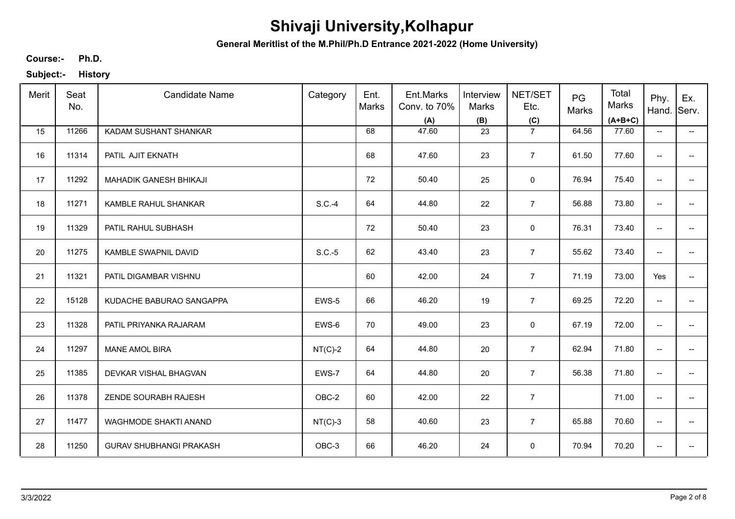# Shivaji University,Kolhapur

**General Meritlist of the M.Phil/Ph.D Entrance 2021-2022 (Home University)**

**Course:-** **Ph.D.**

**Subject:-** **History**

| Merit | Seat No. | Candidate Name | Category | Ent. Marks | Ent.Marks Conv. to 70% (A) | Interview Marks (B) | NET/SET Etc. (C) | PG Marks | Total Marks (A+B+C) | Phy. Hand. | Ex. Serv. |
|---|---|---|---|---|---|---|---|---|---|---|---|
| 15 | 11266 | KADAM SUSHANT SHANKAR | | 68 | 47.60 | 23 | 7 | 64.56 | 77.60 | -- | -- |
| 16 | 11314 | PATIL AJIT EKNATH | | 68 | 47.60 | 23 | 7 | 61.50 | 77.60 | -- | -- |
| 17 | 11292 | MAHADIK GANESH BHIKAJI | | 72 | 50.40 | 25 | 0 | 76.94 | 75.40 | -- | -- |
| 18 | 11271 | KAMBLE RAHUL SHANKAR | S.C.-4 | 64 | 44.80 | 22 | 7 | 56.88 | 73.80 | -- | -- |
| 19 | 11329 | PATIL RAHUL SUBHASH | | 72 | 50.40 | 23 | 0 | 76.31 | 73.40 | -- | -- |
| 20 | 11275 | KAMBLE SWAPNIL DAVID | S.C.-5 | 62 | 43.40 | 23 | 7 | 55.62 | 73.40 | -- | -- |
| 21 | 11321 | PATIL DIGAMBAR VISHNU | | 60 | 42.00 | 24 | 7 | 71.19 | 73.00 | Yes | -- |
| 22 | 15128 | KUDACHE BABURAO SANGAPPA | EWS-5 | 66 | 46.20 | 19 | 7 | 69.25 | 72.20 | -- | -- |
| 23 | 11328 | PATIL PRIYANKA RAJARAM | EWS-6 | 70 | 49.00 | 23 | 0 | 67.19 | 72.00 | -- | -- |
| 24 | 11297 | MANE AMOL BIRA | NT(C)-2 | 64 | 44.80 | 20 | 7 | 62.94 | 71.80 | -- | -- |
| 25 | 11385 | DEVKAR VISHAL BHAGVAN | EWS-7 | 64 | 44.80 | 20 | 7 | 56.38 | 71.80 | -- | -- |
| 26 | 11378 | ZENDE SOURABH RAJESH | OBC-2 | 60 | 42.00 | 22 | 7 | | 71.00 | -- | -- |
| 27 | 11477 | WAGHMODE SHAKTI ANAND | NT(C)-3 | 58 | 40.60 | 23 | 7 | 65.88 | 70.60 | -- | -- |
| 28 | 11250 | GURAV SHUBHANGI PRAKASH | OBC-3 | 66 | 46.20 | 24 | 0 | 70.94 | 70.20 | -- | -- |

3/3/2022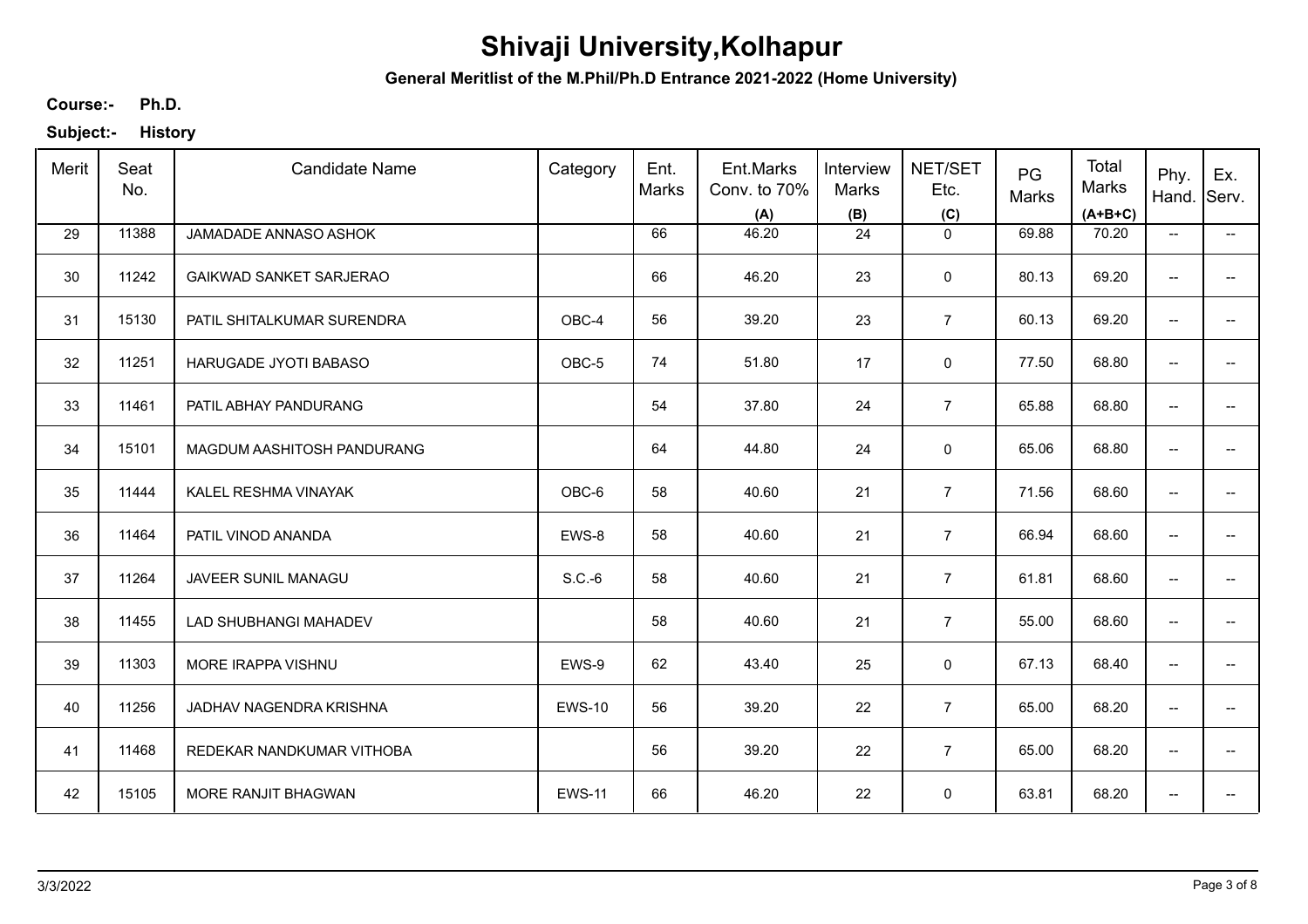# Shivaji University,Kolhapur

**General Meritlist of the M.Phil/Ph.D Entrance 2021-2022 (Home University)**

**Course:-** **Ph.D.**

**Subject:-** **History**

| Merit | Seat No. | Candidate Name | Category | Ent. Marks | Ent.Marks Conv. to 70% (A) | Interview Marks (B) | NET/SET Etc. (C) | PG Marks | Total Marks (A+B+C) | Phy. Hand. | Ex. Serv. |
|---|---|---|---|---|---|---|---|---|---|---|---|
| 29 | 11388 | JAMADADE ANNASO ASHOK | | 66 | 46.20 | 24 | 0 | 69.88 | 70.20 | -- | -- |
| 30 | 11242 | GAIKWAD SANKET SARJERAO | | 66 | 46.20 | 23 | 0 | 80.13 | 69.20 | -- | -- |
| 31 | 15130 | PATIL SHITALKUMAR SURENDRA | OBC-4 | 56 | 39.20 | 23 | 7 | 60.13 | 69.20 | -- | -- |
| 32 | 11251 | HARUGADE JYOTI BABASO | OBC-5 | 74 | 51.80 | 17 | 0 | 77.50 | 68.80 | -- | -- |
| 33 | 11461 | PATIL ABHAY PANDURANG | | 54 | 37.80 | 24 | 7 | 65.88 | 68.80 | -- | -- |
| 34 | 15101 | MAGDUM AASHITOSH PANDURANG | | 64 | 44.80 | 24 | 0 | 65.06 | 68.80 | -- | -- |
| 35 | 11444 | KALEL RESHMA VINAYAK | OBC-6 | 58 | 40.60 | 21 | 7 | 71.56 | 68.60 | -- | -- |
| 36 | 11464 | PATIL VINOD ANANDA | EWS-8 | 58 | 40.60 | 21 | 7 | 66.94 | 68.60 | -- | -- |
| 37 | 11264 | JAVEER SUNIL MANAGU | S.C.-6 | 58 | 40.60 | 21 | 7 | 61.81 | 68.60 | -- | -- |
| 38 | 11455 | LAD SHUBHANGI MAHADEV | | 58 | 40.60 | 21 | 7 | 55.00 | 68.60 | -- | -- |
| 39 | 11303 | MORE IRAPPA VISHNU | EWS-9 | 62 | 43.40 | 25 | 0 | 67.13 | 68.40 | -- | -- |
| 40 | 11256 | JADHAV NAGENDRA KRISHNA | EWS-10 | 56 | 39.20 | 22 | 7 | 65.00 | 68.20 | -- | -- |
| 41 | 11468 | REDEKAR NANDKUMAR VITHOBA | | 56 | 39.20 | 22 | 7 | 65.00 | 68.20 | -- | -- |
| 42 | 15105 | MORE RANJIT BHAGWAN | EWS-11 | 66 | 46.20 | 22 | 0 | 63.81 | 68.20 | -- | -- |

3/3/2022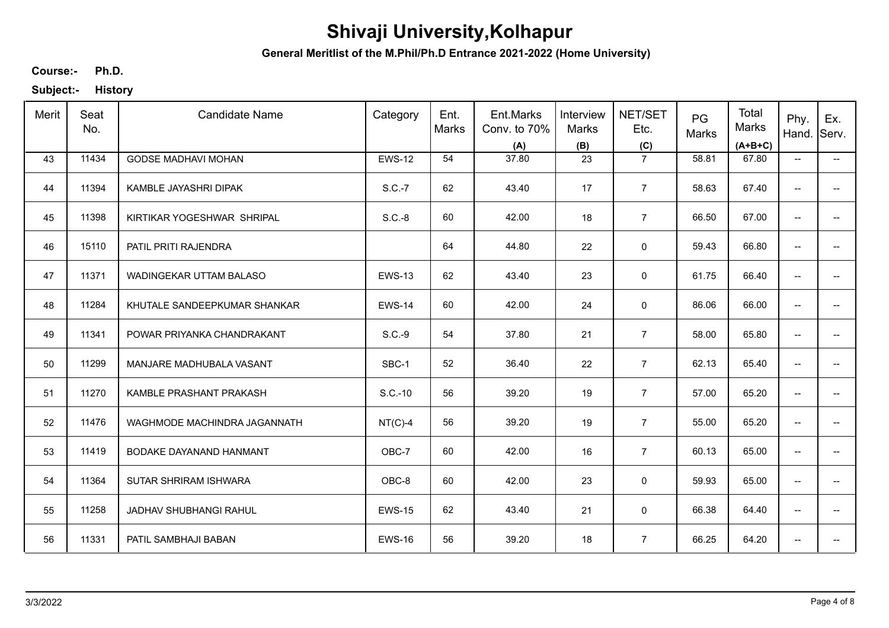# Shivaji University,Kolhapur

**General Meritlist of the M.Phil/Ph.D Entrance 2021-2022 (Home University)**

**Course:-** **Ph.D.**

**Subject:-** **History**

| Merit | Seat No. | Candidate Name | Category | Ent. Marks | Ent.Marks Conv. to 70% (A) | Interview Marks (B) | NET/SET Etc. (C) | PG Marks | Total Marks (A+B+C) | Phy. Hand. | Ex. Serv. |
|---|---|---|---|---|---|---|---|---|---|---|---|
| 43 | 11434 | GODSE MADHAVI MOHAN | EWS-12 | 54 | 37.80 | 23 | 7 | 58.81 | 67.80 | -- | -- |
| 44 | 11394 | KAMBLE JAYASHRI DIPAK | S.C.-7 | 62 | 43.40 | 17 | 7 | 58.63 | 67.40 | -- | -- |
| 45 | 11398 | KIRTIKAR YOGESHWAR SHRIPAL | S.C.-8 | 60 | 42.00 | 18 | 7 | 66.50 | 67.00 | -- | -- |
| 46 | 15110 | PATIL PRITI RAJENDRA | | 64 | 44.80 | 22 | 0 | 59.43 | 66.80 | -- | -- |
| 47 | 11371 | WADINGEKAR UTTAM BALASO | EWS-13 | 62 | 43.40 | 23 | 0 | 61.75 | 66.40 | -- | -- |
| 48 | 11284 | KHUTALE SANDEEPKUMAR SHANKAR | EWS-14 | 60 | 42.00 | 24 | 0 | 86.06 | 66.00 | -- | -- |
| 49 | 11341 | POWAR PRIYANKA CHANDRAKANT | S.C.-9 | 54 | 37.80 | 21 | 7 | 58.00 | 65.80 | -- | -- |
| 50 | 11299 | MANJARE MADHUBALA VASANT | SBC-1 | 52 | 36.40 | 22 | 7 | 62.13 | 65.40 | -- | -- |
| 51 | 11270 | KAMBLE PRASHANT PRAKASH | S.C.-10 | 56 | 39.20 | 19 | 7 | 57.00 | 65.20 | -- | -- |
| 52 | 11476 | WAGHMODE MACHINDRA JAGANNATH | NT(C)-4 | 56 | 39.20 | 19 | 7 | 55.00 | 65.20 | -- | -- |
| 53 | 11419 | BODAKE DAYANAND HANMANT | OBC-7 | 60 | 42.00 | 16 | 7 | 60.13 | 65.00 | -- | -- |
| 54 | 11364 | SUTAR SHRIRAM ISHWARA | OBC-8 | 60 | 42.00 | 23 | 0 | 59.93 | 65.00 | -- | -- |
| 55 | 11258 | JADHAV SHUBHANGI RAHUL | EWS-15 | 62 | 43.40 | 21 | 0 | 66.38 | 64.40 | -- | -- |
| 56 | 11331 | PATIL SAMBHAJI BABAN | EWS-16 | 56 | 39.20 | 18 | 7 | 66.25 | 64.20 | -- | -- |

3/3/2022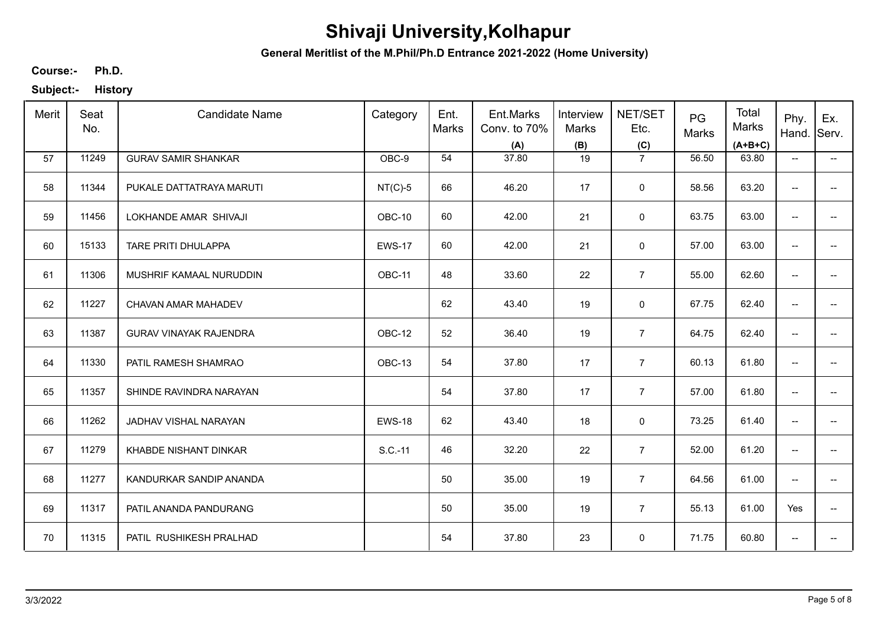# Shivaji University,Kolhapur

**General Meritlist of the M.Phil/Ph.D Entrance 2021-2022 (Home University)**

**Course:-** **Ph.D.**

**Subject:-** **History**

| Merit | Seat No. | Candidate Name | Category | Ent. Marks | Ent.Marks Conv. to 70% (A) | Interview Marks (B) | NET/SET Etc. (C) | PG Marks | Total Marks (A+B+C) | Phy. Hand. | Ex. Serv. |
|---|---|---|---|---|---|---|---|---|---|---|---|
| 57 | 11249 | GURAV SAMIR SHANKAR | OBC-9 | 54 | 37.80 | 19 | 7 | 56.50 | 63.80 | -- | -- |
| 58 | 11344 | PUKALE DATTATRAYA MARUTI | NT(C)-5 | 66 | 46.20 | 17 | 0 | 58.56 | 63.20 | -- | -- |
| 59 | 11456 | LOKHANDE AMAR SHIVAJI | OBC-10 | 60 | 42.00 | 21 | 0 | 63.75 | 63.00 | -- | -- |
| 60 | 15133 | TARE PRITI DHULAPPA | EWS-17 | 60 | 42.00 | 21 | 0 | 57.00 | 63.00 | -- | -- |
| 61 | 11306 | MUSHRIF KAMAAL NURUDDIN | OBC-11 | 48 | 33.60 | 22 | 7 | 55.00 | 62.60 | -- | -- |
| 62 | 11227 | CHAVAN AMAR MAHADEV | | 62 | 43.40 | 19 | 0 | 67.75 | 62.40 | -- | -- |
| 63 | 11387 | GURAV VINAYAK RAJENDRA | OBC-12 | 52 | 36.40 | 19 | 7 | 64.75 | 62.40 | -- | -- |
| 64 | 11330 | PATIL RAMESH SHAMRAO | OBC-13 | 54 | 37.80 | 17 | 7 | 60.13 | 61.80 | -- | -- |
| 65 | 11357 | SHINDE RAVINDRA NARAYAN | | 54 | 37.80 | 17 | 7 | 57.00 | 61.80 | -- | -- |
| 66 | 11262 | JADHAV VISHAL NARAYAN | EWS-18 | 62 | 43.40 | 18 | 0 | 73.25 | 61.40 | -- | -- |
| 67 | 11279 | KHABDE NISHANT DINKAR | S.C.-11 | 46 | 32.20 | 22 | 7 | 52.00 | 61.20 | -- | -- |
| 68 | 11277 | KANDURKAR SANDIP ANANDA | | 50 | 35.00 | 19 | 7 | 64.56 | 61.00 | -- | -- |
| 69 | 11317 | PATIL ANANDA PANDURANG | | 50 | 35.00 | 19 | 7 | 55.13 | 61.00 | Yes | -- |
| 70 | 11315 | PATIL RUSHIKESH PRALHAD | | 54 | 37.80 | 23 | 0 | 71.75 | 60.80 | -- | -- |

3/3/2022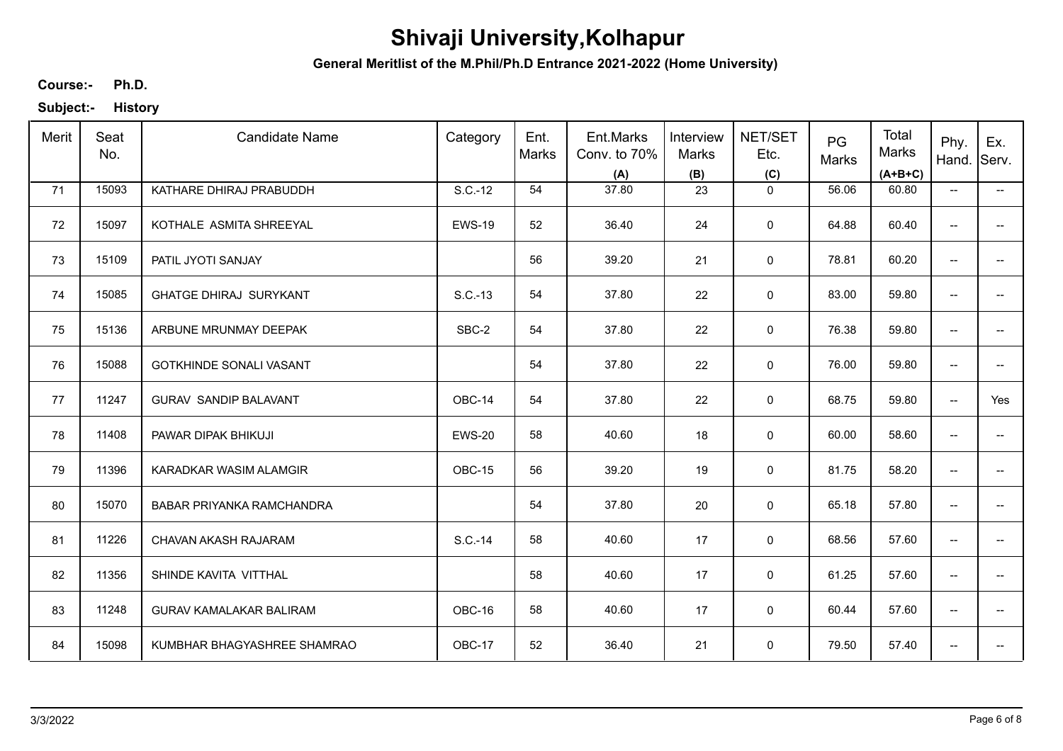# Shivaji University,Kolhapur

**General Meritlist of the M.Phil/Ph.D Entrance 2021-2022 (Home University)**

**Course:-** **Ph.D.**

**Subject:-** **History**

| Merit | Seat No. | Candidate Name | Category | Ent. Marks | Ent.Marks Conv. to 70% (A) | Interview Marks (B) | NET/SET Etc. (C) | PG Marks | Total Marks (A+B+C) | Phy. Hand. | Ex. Serv. |
|---|---|---|---|---|---|---|---|---|---|---|---|
| 71 | 15093 | KATHARE DHIRAJ PRABUDDH | S.C.-12 | 54 | 37.80 | 23 | 0 | 56.06 | 60.80 | -- | -- |
| 72 | 15097 | KOTHALE ASMITA SHREEYAL | EWS-19 | 52 | 36.40 | 24 | 0 | 64.88 | 60.40 | -- | -- |
| 73 | 15109 | PATIL JYOTI SANJAY | | 56 | 39.20 | 21 | 0 | 78.81 | 60.20 | -- | -- |
| 74 | 15085 | GHATGE DHIRAJ SURYKANT | S.C.-13 | 54 | 37.80 | 22 | 0 | 83.00 | 59.80 | -- | -- |
| 75 | 15136 | ARBUNE MRUNMAY DEEPAK | SBC-2 | 54 | 37.80 | 22 | 0 | 76.38 | 59.80 | -- | -- |
| 76 | 15088 | GOTKHINDE SONALI VASANT | | 54 | 37.80 | 22 | 0 | 76.00 | 59.80 | -- | -- |
| 77 | 11247 | GURAV SANDIP BALAVANT | OBC-14 | 54 | 37.80 | 22 | 0 | 68.75 | 59.80 | -- | Yes |
| 78 | 11408 | PAWAR DIPAK BHIKUJI | EWS-20 | 58 | 40.60 | 18 | 0 | 60.00 | 58.60 | -- | -- |
| 79 | 11396 | KARADKAR WASIM ALAMGIR | OBC-15 | 56 | 39.20 | 19 | 0 | 81.75 | 58.20 | -- | -- |
| 80 | 15070 | BABAR PRIYANKA RAMCHANDRA | | 54 | 37.80 | 20 | 0 | 65.18 | 57.80 | -- | -- |
| 81 | 11226 | CHAVAN AKASH RAJARAM | S.C.-14 | 58 | 40.60 | 17 | 0 | 68.56 | 57.60 | -- | -- |
| 82 | 11356 | SHINDE KAVITA VITTHAL | | 58 | 40.60 | 17 | 0 | 61.25 | 57.60 | -- | -- |
| 83 | 11248 | GURAV KAMALAKAR BALIRAM | OBC-16 | 58 | 40.60 | 17 | 0 | 60.44 | 57.60 | -- | -- |
| 84 | 15098 | KUMBHAR BHAGYASHREE SHAMRAO | OBC-17 | 52 | 36.40 | 21 | 0 | 79.50 | 57.40 | -- | -- |

3/3/2022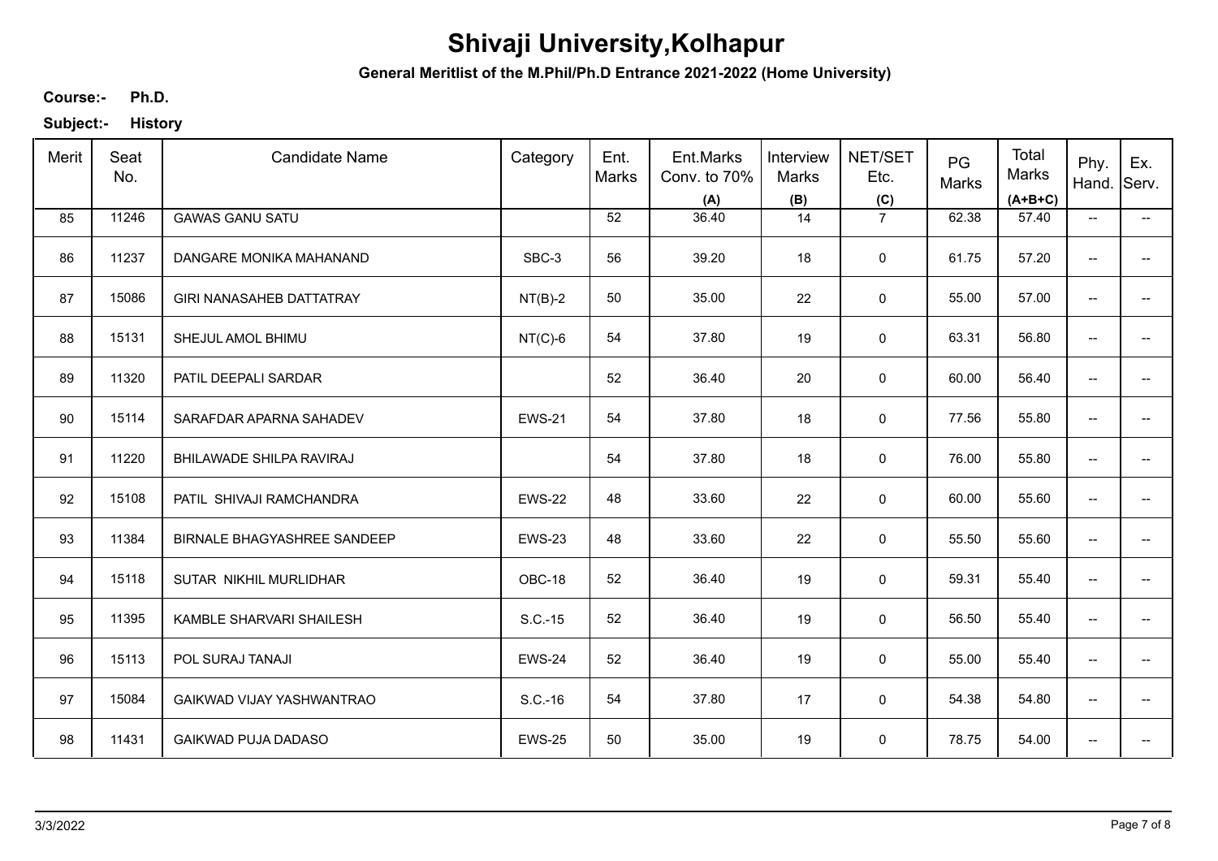# Shivaji University,Kolhapur

**General Meritlist of the M.Phil/Ph.D Entrance 2021-2022 (Home University)**

**Course:-** **Ph.D.**

**Subject:-** **History**

| Merit | Seat No. | Candidate Name | Category | Ent. Marks | Ent.Marks Conv. to 70% (A) | Interview Marks (B) | NET/SET Etc. (C) | PG Marks | Total Marks (A+B+C) | Phy. Hand. | Ex. Serv. |
|---|---|---|---|---|---|---|---|---|---|---|---|
| 85 | 11246 | GAWAS GANU SATU | | 52 | 36.40 | 14 | 7 | 62.38 | 57.40 | -- | -- |
| 86 | 11237 | DANGARE MONIKA MAHANAND | SBC-3 | 56 | 39.20 | 18 | 0 | 61.75 | 57.20 | -- | -- |
| 87 | 15086 | GIRI NANASAHEB DATTATRAY | NT(B)-2 | 50 | 35.00 | 22 | 0 | 55.00 | 57.00 | -- | -- |
| 88 | 15131 | SHEJUL AMOL BHIMU | NT(C)-6 | 54 | 37.80 | 19 | 0 | 63.31 | 56.80 | -- | -- |
| 89 | 11320 | PATIL DEEPALI SARDAR | | 52 | 36.40 | 20 | 0 | 60.00 | 56.40 | -- | -- |
| 90 | 15114 | SARAFDAR APARNA SAHADEV | EWS-21 | 54 | 37.80 | 18 | 0 | 77.56 | 55.80 | -- | -- |
| 91 | 11220 | BHILAWADE SHILPA RAVIRAJ | | 54 | 37.80 | 18 | 0 | 76.00 | 55.80 | -- | -- |
| 92 | 15108 | PATIL SHIVAJI RAMCHANDRA | EWS-22 | 48 | 33.60 | 22 | 0 | 60.00 | 55.60 | -- | -- |
| 93 | 11384 | BIRNALE BHAGYASHREE SANDEEP | EWS-23 | 48 | 33.60 | 22 | 0 | 55.50 | 55.60 | -- | -- |
| 94 | 15118 | SUTAR NIKHIL MURLIDHAR | OBC-18 | 52 | 36.40 | 19 | 0 | 59.31 | 55.40 | -- | -- |
| 95 | 11395 | KAMBLE SHARVARI SHAILESH | S.C.-15 | 52 | 36.40 | 19 | 0 | 56.50 | 55.40 | -- | -- |
| 96 | 15113 | POL SURAJ TANAJI | EWS-24 | 52 | 36.40 | 19 | 0 | 55.00 | 55.40 | -- | -- |
| 97 | 15084 | GAIKWAD VIJAY YASHWANTRAO | S.C.-16 | 54 | 37.80 | 17 | 0 | 54.38 | 54.80 | -- | -- |
| 98 | 11431 | GAIKWAD PUJA DADASO | EWS-25 | 50 | 35.00 | 19 | 0 | 78.75 | 54.00 | -- | -- |

3/3/2022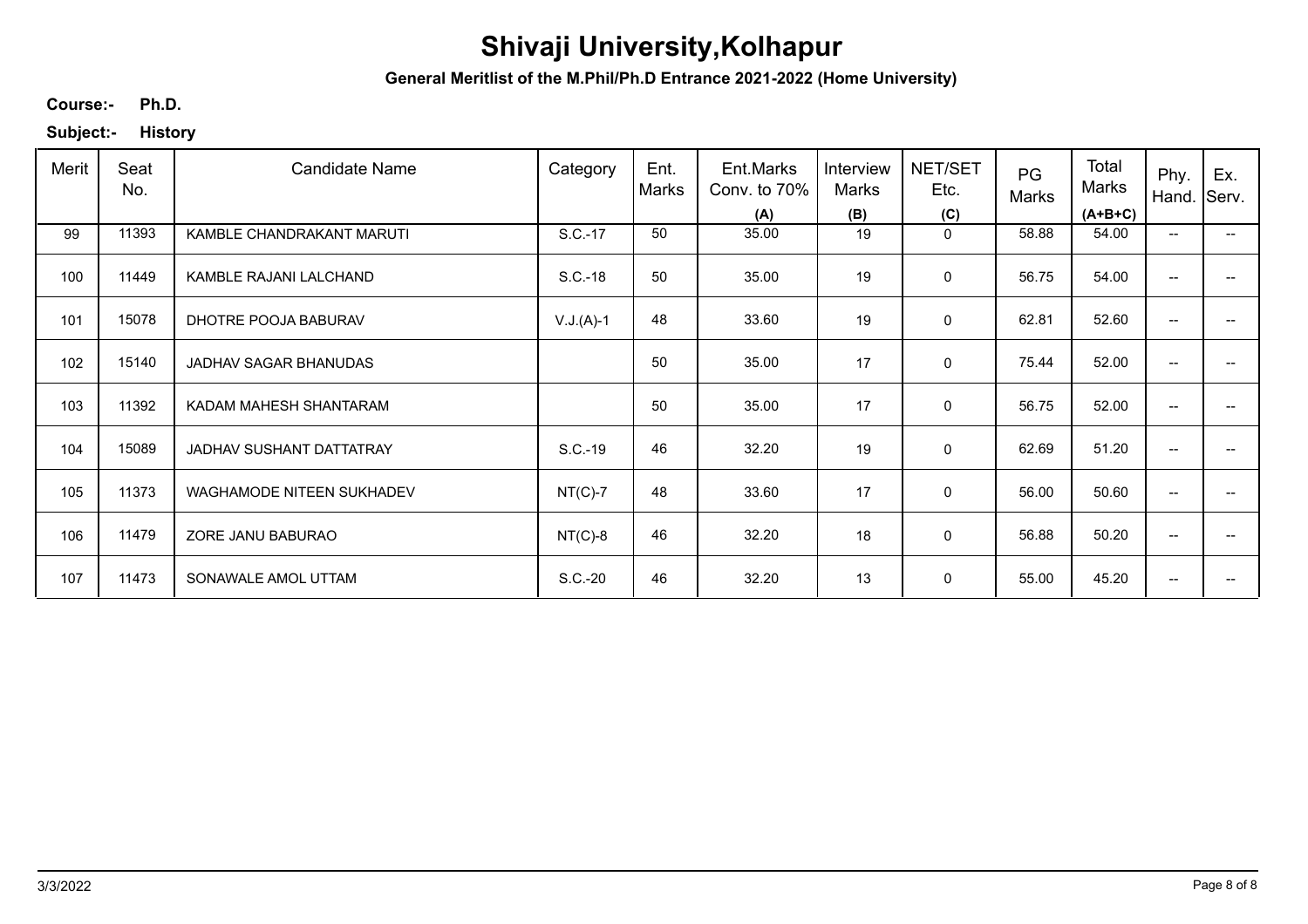# Shivaji University,Kolhapur

**General Meritlist of the M.Phil/Ph.D Entrance 2021-2022 (Home University)**

**Course:-** **Ph.D.**

**Subject:-** **History**

| Merit | Seat No. | Candidate Name | Category | Ent. Marks | Ent.Marks Conv. to 70% (A) | Interview Marks (B) | NET/SET Etc. (C) | PG Marks | Total Marks (A+B+C) | Phy. Hand. | Ex. Serv. |
|---|---|---|---|---|---|---|---|---|---|---|---|
| 99 | 11393 | KAMBLE CHANDRAKANT MARUTI | S.C.-17 | 50 | 35.00 | 19 | 0 | 58.88 | 54.00 | -- | -- |
| 100 | 11449 | KAMBLE RAJANI LALCHAND | S.C.-18 | 50 | 35.00 | 19 | 0 | 56.75 | 54.00 | -- | -- |
| 101 | 15078 | DHOTRE POOJA BABURAV | V.J.(A)-1 | 48 | 33.60 | 19 | 0 | 62.81 | 52.60 | -- | -- |
| 102 | 15140 | JADHAV SAGAR BHANUDAS | | 50 | 35.00 | 17 | 0 | 75.44 | 52.00 | -- | -- |
| 103 | 11392 | KADAM MAHESH SHANTARAM | | 50 | 35.00 | 17 | 0 | 56.75 | 52.00 | -- | -- |
| 104 | 15089 | JADHAV SUSHANT DATTATRAY | S.C.-19 | 46 | 32.20 | 19 | 0 | 62.69 | 51.20 | -- | -- |
| 105 | 11373 | WAGHAMODE NITEEN SUKHADEV | NT(C)-7 | 48 | 33.60 | 17 | 0 | 56.00 | 50.60 | -- | -- |
| 106 | 11479 | ZORE JANU BABURAO | NT(C)-8 | 46 | 32.20 | 18 | 0 | 56.88 | 50.20 | -- | -- |
| 107 | 11473 | SONAWALE AMOL UTTAM | S.C.-20 | 46 | 32.20 | 13 | 0 | 55.00 | 45.20 | -- | -- |

3/3/2022